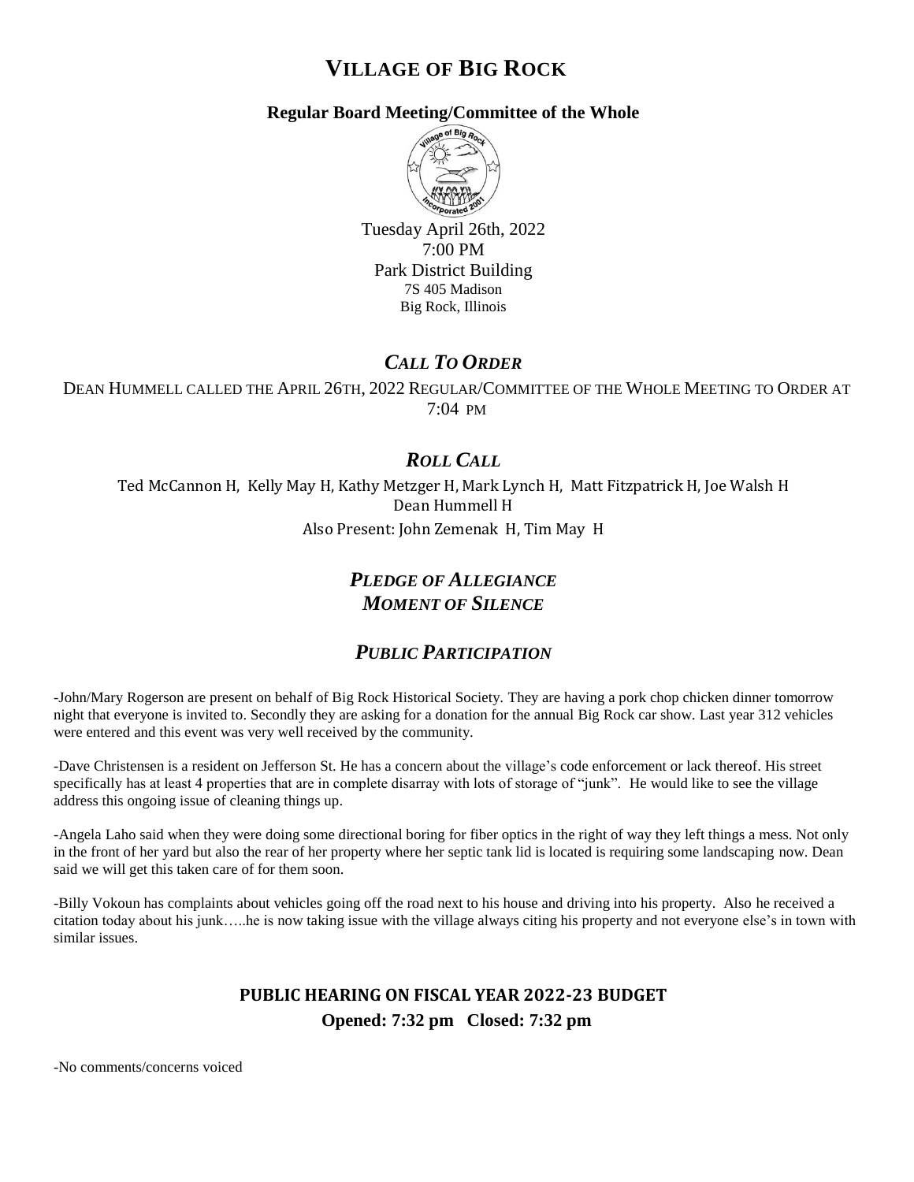# VILLAGE OF BIG ROCK

**Regular Board Meeting/Committee of the Whole**

Tuesday April 26th, 2022
7:00 PM
Park District Building
7S 405 Madison
Big Rock, Illinois

## *CALL TO ORDER*

DEAN HUMMELL CALLED THE APRIL 26TH, 2022 REGULAR/COMMITTEE OF THE WHOLE MEETING TO ORDER AT 7:04 PM

## *ROLL CALL*

Ted McCannon H, Kelly May H, Kathy Metzger H, Mark Lynch H, Matt Fitzpatrick H, Joe Walsh H
Dean Hummell H

Also Present: John Zemenak H, Tim May H

## *PLEDGE OF ALLEGIANCE*

## *MOMENT OF SILENCE*

## *PUBLIC PARTICIPATION*

-John/Mary Rogerson are present on behalf of Big Rock Historical Society. They are having a pork chop chicken dinner tomorrow night that everyone is invited to. Secondly they are asking for a donation for the annual Big Rock car show. Last year 312 vehicles were entered and this event was very well received by the community.

-Dave Christensen is a resident on Jefferson St. He has a concern about the village's code enforcement or lack thereof. His street specifically has at least 4 properties that are in complete disarray with lots of storage of "junk". He would like to see the village address this ongoing issue of cleaning things up.

-Angela Laho said when they were doing some directional boring for fiber optics in the right of way they left things a mess. Not only in the front of her yard but also the rear of her property where her septic tank lid is located is requiring some landscaping now. Dean said we will get this taken care of for them soon.

-Billy Vokoun has complaints about vehicles going off the road next to his house and driving into his property. Also he received a citation today about his junk…..he is now taking issue with the village always citing his property and not everyone else's in town with similar issues.

### PUBLIC HEARING ON FISCAL YEAR 2022-23 BUDGET

**Opened: 7:32 pm Closed: 7:32 pm**

-No comments/concerns voiced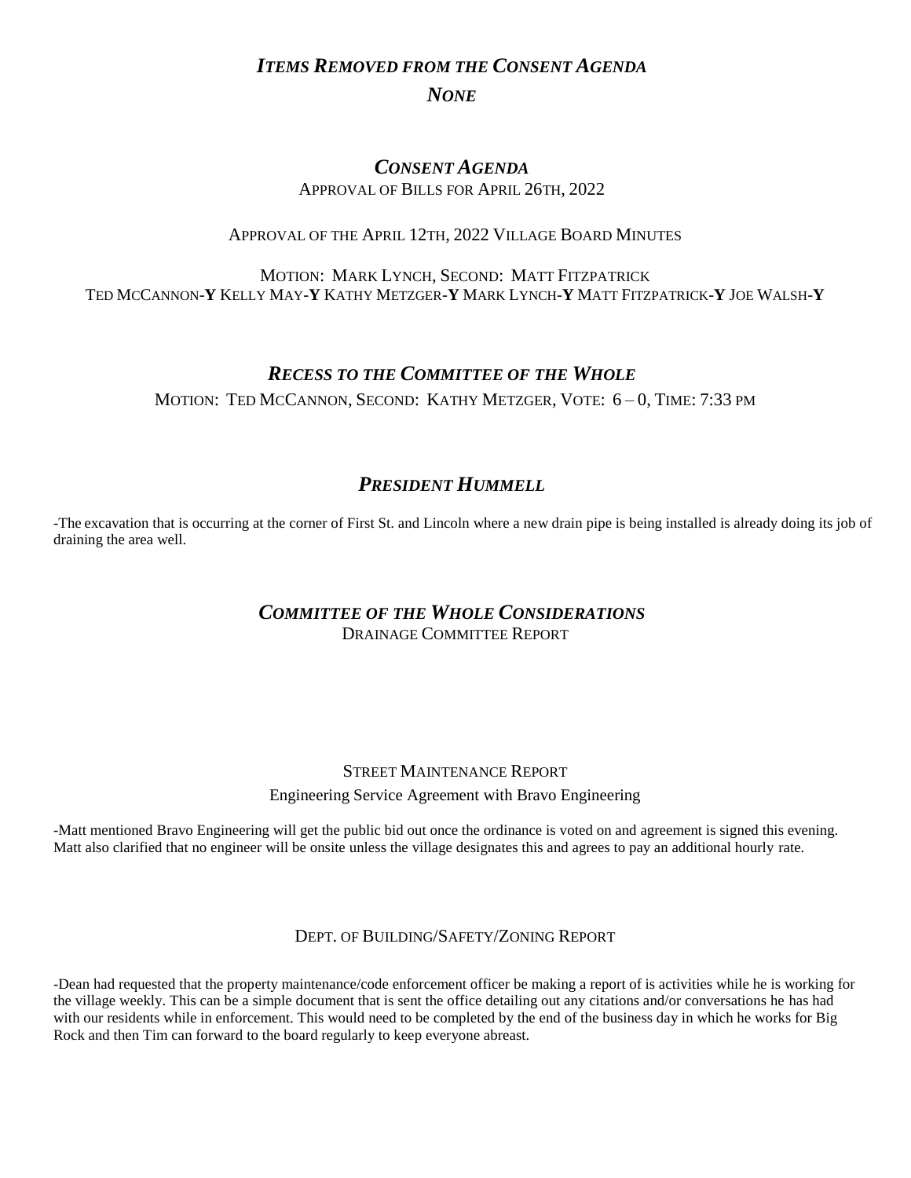### *ITEMS REMOVED FROM THE CONSENT AGENDA*

### *NONE*

### *CONSENT AGENDA*

APPROVAL OF BILLS FOR APRIL 26TH, 2022

APPROVAL OF THE APRIL 12TH, 2022 VILLAGE BOARD MINUTES

MOTION: MARK LYNCH, SECOND: MATT FITZPATRICK
TED MCCANNON-**Y** KELLY MAY-**Y** KATHY METZGER-**Y** MARK LYNCH-**Y** MATT FITZPATRICK-**Y** JOE WALSH-**Y**

### *RECESS TO THE COMMITTEE OF THE WHOLE*

MOTION: TED MCCANNON, SECOND: KATHY METZGER, VOTE: 6 – 0, TIME: 7:33 PM

### *PRESIDENT HUMMELL*

-The excavation that is occurring at the corner of First St. and Lincoln where a new drain pipe is being installed is already doing its job of draining the area well.

### *COMMITTEE OF THE WHOLE CONSIDERATIONS*

DRAINAGE COMMITTEE REPORT

STREET MAINTENANCE REPORT

Engineering Service Agreement with Bravo Engineering

-Matt mentioned Bravo Engineering will get the public bid out once the ordinance is voted on and agreement is signed this evening. Matt also clarified that no engineer will be onsite unless the village designates this and agrees to pay an additional hourly rate.

DEPT. OF BUILDING/SAFETY/ZONING REPORT

-Dean had requested that the property maintenance/code enforcement officer be making a report of is activities while he is working for the village weekly. This can be a simple document that is sent the office detailing out any citations and/or conversations he has had with our residents while in enforcement. This would need to be completed by the end of the business day in which he works for Big Rock and then Tim can forward to the board regularly to keep everyone abreast.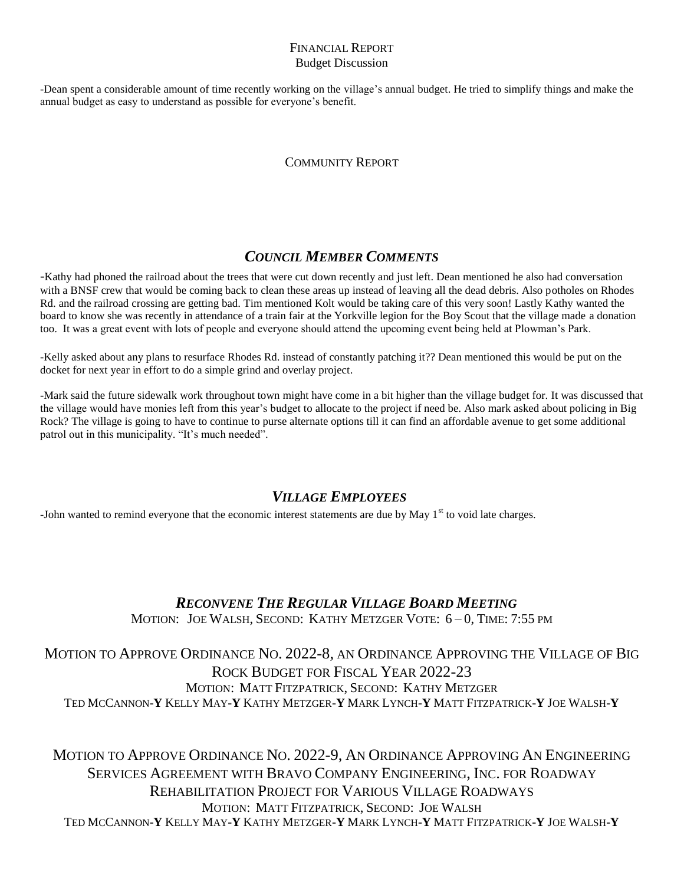## Financial Report

Budget Discussion

-Dean spent a considerable amount of time recently working on the village's annual budget. He tried to simplify things and make the annual budget as easy to understand as possible for everyone's benefit.

## Community Report

## *Council Member Comments*

-Kathy had phoned the railroad about the trees that were cut down recently and just left. Dean mentioned he also had conversation with a BNSF crew that would be coming back to clean these areas up instead of leaving all the dead debris. Also potholes on Rhodes Rd. and the railroad crossing are getting bad. Tim mentioned Kolt would be taking care of this very soon! Lastly Kathy wanted the board to know she was recently in attendance of a train fair at the Yorkville legion for the Boy Scout that the village made a donation too. It was a great event with lots of people and everyone should attend the upcoming event being held at Plowman's Park.

-Kelly asked about any plans to resurface Rhodes Rd. instead of constantly patching it?? Dean mentioned this would be put on the docket for next year in effort to do a simple grind and overlay project.

-Mark said the future sidewalk work throughout town might have come in a bit higher than the village budget for. It was discussed that the village would have monies left from this year's budget to allocate to the project if need be. Also mark asked about policing in Big Rock? The village is going to have to continue to purse alternate options till it can find an affordable avenue to get some additional patrol out in this municipality. "It's much needed".

## *Village Employees*

-John wanted to remind everyone that the economic interest statements are due by May 1st to void late charges.

## *Reconvene The Regular Village Board Meeting*

Motion: Joe Walsh, Second: Kathy Metzger Vote: 6 – 0, Time: 7:55 pm

## Motion to Approve Ordinance No. 2022-8, an Ordinance Approving the Village of Big Rock Budget for Fiscal Year 2022-23

Motion: Matt Fitzpatrick, Second: Kathy Metzger

Ted McCannon-**Y** Kelly May-**Y** Kathy Metzger-**Y** Mark Lynch-**Y** Matt Fitzpatrick-**Y** Joe Walsh-**Y**

## Motion to Approve Ordinance No. 2022-9, An Ordinance Approving An Engineering Services Agreement with Bravo Company Engineering, Inc. for Roadway Rehabilitation Project for Various Village Roadways

Motion: Matt Fitzpatrick, Second: Joe Walsh

Ted McCannon-**Y** Kelly May-**Y** Kathy Metzger-**Y** Mark Lynch-**Y** Matt Fitzpatrick-**Y** Joe Walsh-**Y**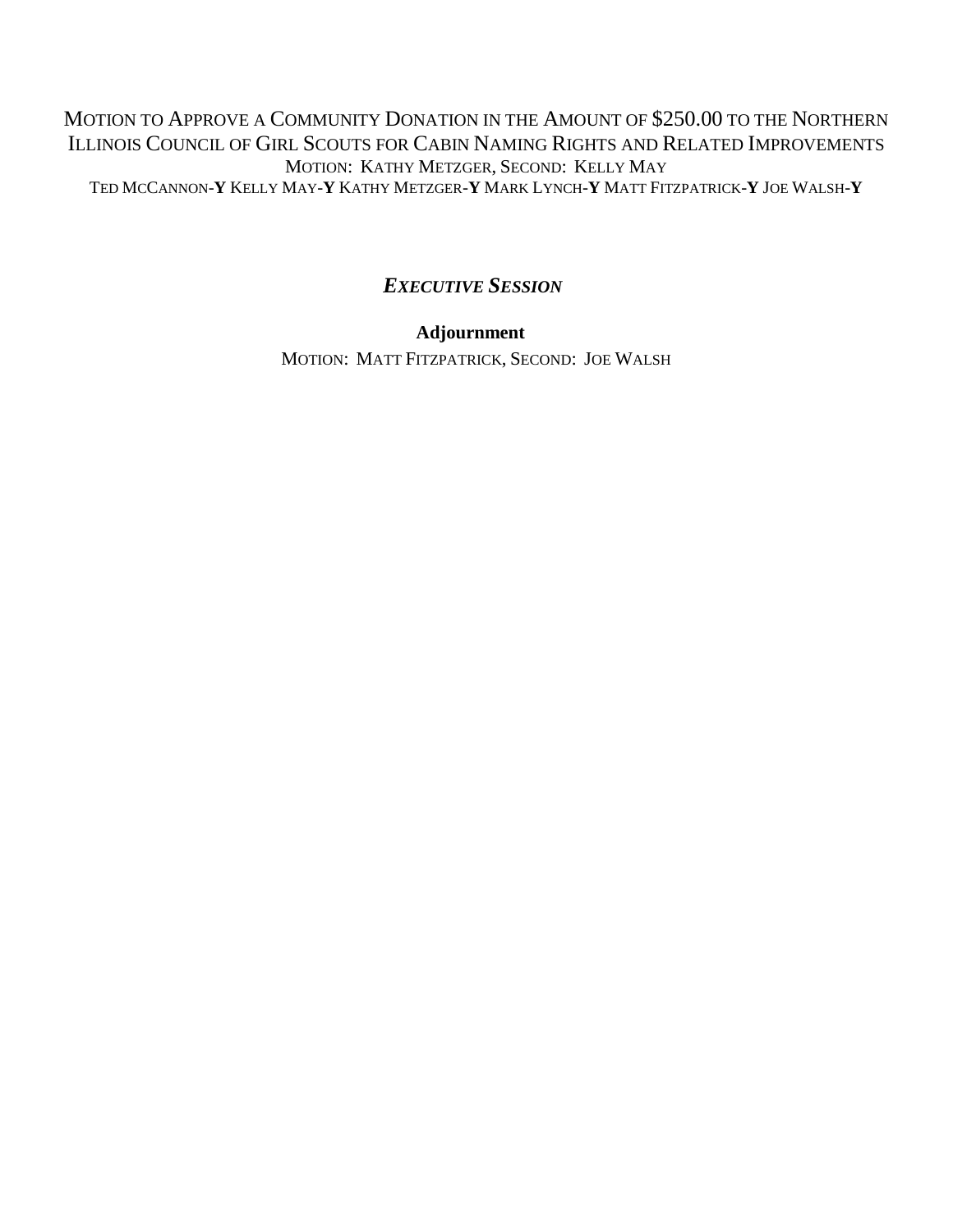MOTION TO APPROVE A COMMUNITY DONATION IN THE AMOUNT OF $250.00 TO THE NORTHERN ILLINOIS COUNCIL OF GIRL SCOUTS FOR CABIN NAMING RIGHTS AND RELATED IMPROVEMENTS

MOTION: KATHY METZGER, SECOND: KELLY MAY

TED MCCANNON-**Y** KELLY MAY-**Y** KATHY METZGER-**Y** MARK LYNCH-**Y** MATT FITZPATRICK-**Y** JOE WALSH-**Y**

## ***EXECUTIVE SESSION***

### **Adjournment**

MOTION: MATT FITZPATRICK, SECOND: JOE WALSH